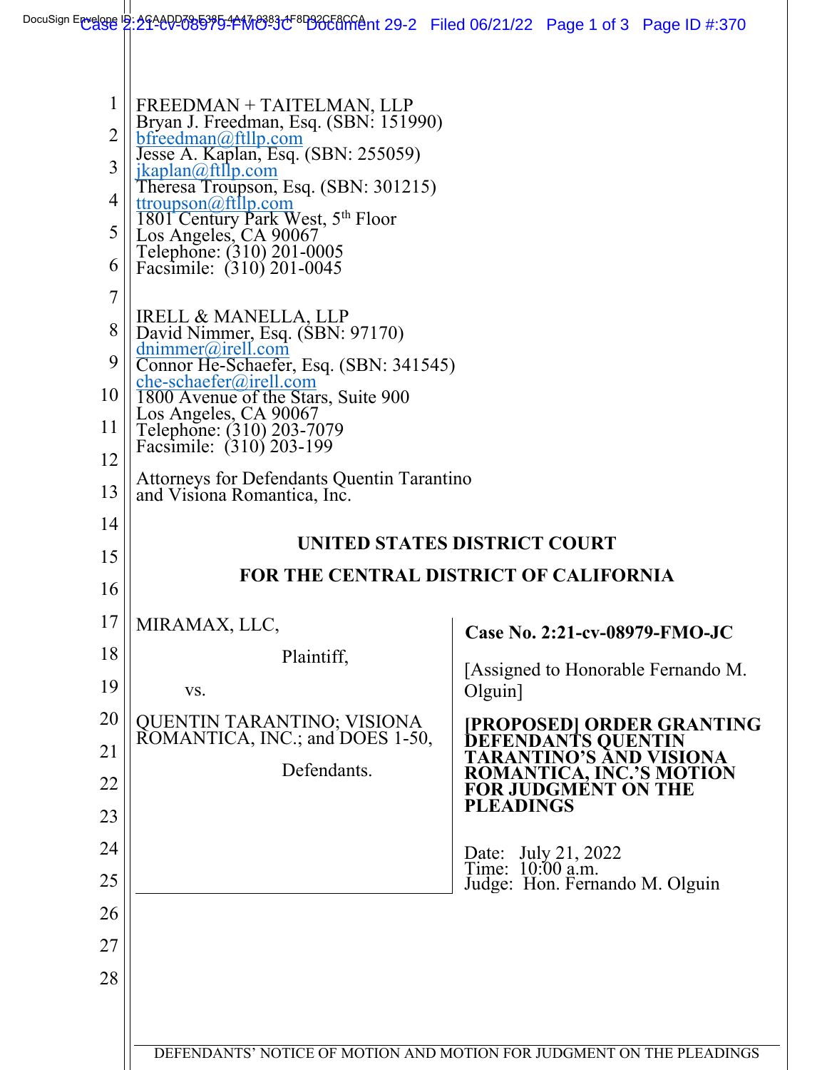FREEDMAN + TAITELMAN, LLP
Bryan J. Freedman, Esq. (SBN: 151990)
bfreedman@ftllp.com
Jesse A. Kaplan, Esq. (SBN: 255059)
jkaplan@ftllp.com
Theresa Troupson, Esq. (SBN: 301215)
ttroupson@ftllp.com
1801 Century Park West, 5th Floor
Los Angeles, CA 90067
Telephone: (310) 201-0005
Facsimile: (310) 201-0045

IRELL & MANELLA, LLP
David Nimmer, Esq. (SBN: 97170)
dnimmer@irell.com
Connor He-Schaefer, Esq. (SBN: 341545)
che-schaefer@irell.com
1800 Avenue of the Stars, Suite 900
Los Angeles, CA 90067
Telephone: (310) 203-7079
Facsimile: (310) 203-199

Attorneys for Defendants Quentin Tarantino and Visiona Romantica, Inc.

**UNITED STATES DISTRICT COURT**

**FOR THE CENTRAL DISTRICT OF CALIFORNIA**

MIRAMAX, LLC,

Plaintiff,

vs.

QUENTIN TARANTINO; VISIONA ROMANTICA, INC.; and DOES 1-50,

Defendants.

**Case No. 2:21-cv-08979-FMO-JC**

[Assigned to Honorable Fernando M. Olguin]

**[PROPOSED] ORDER GRANTING DEFENDANTS QUENTIN TARANTINO'S AND VISIONA ROMANTICA, INC.'S MOTION FOR JUDGMENT ON THE PLEADINGS**

Date: July 21, 2022
Time: 10:00 a.m.
Judge: Hon. Fernando M. Olguin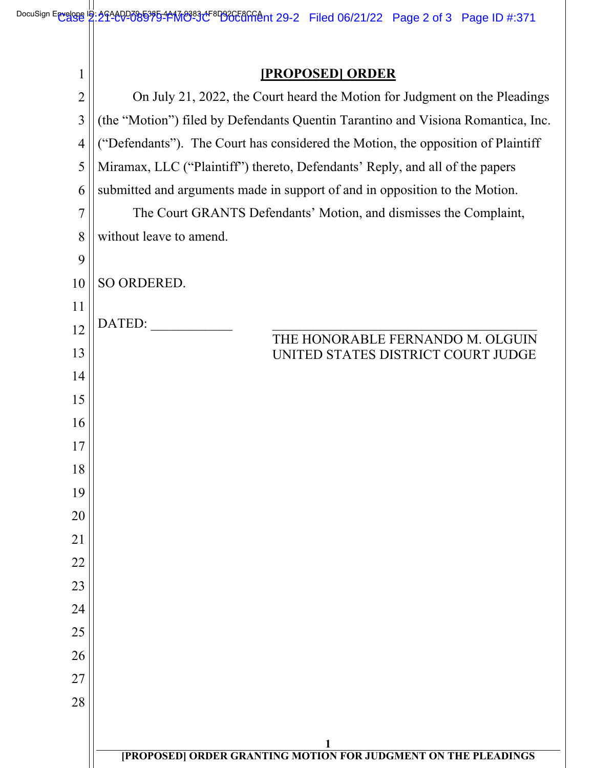# [PROPOSED] ORDER

On July 21, 2022, the Court heard the Motion for Judgment on the Pleadings (the "Motion") filed by Defendants Quentin Tarantino and Visiona Romantica, Inc. ("Defendants"). The Court has considered the Motion, the opposition of Plaintiff Miramax, LLC ("Plaintiff") thereto, Defendants' Reply, and all of the papers submitted and arguments made in support of and in opposition to the Motion.

The Court GRANTS Defendants' Motion, and dismisses the Complaint, without leave to amend.

SO ORDERED.

DATED: ____________

______________________________________
THE HONORABLE FERNANDO M. OLGUIN
UNITED STATES DISTRICT COURT JUDGE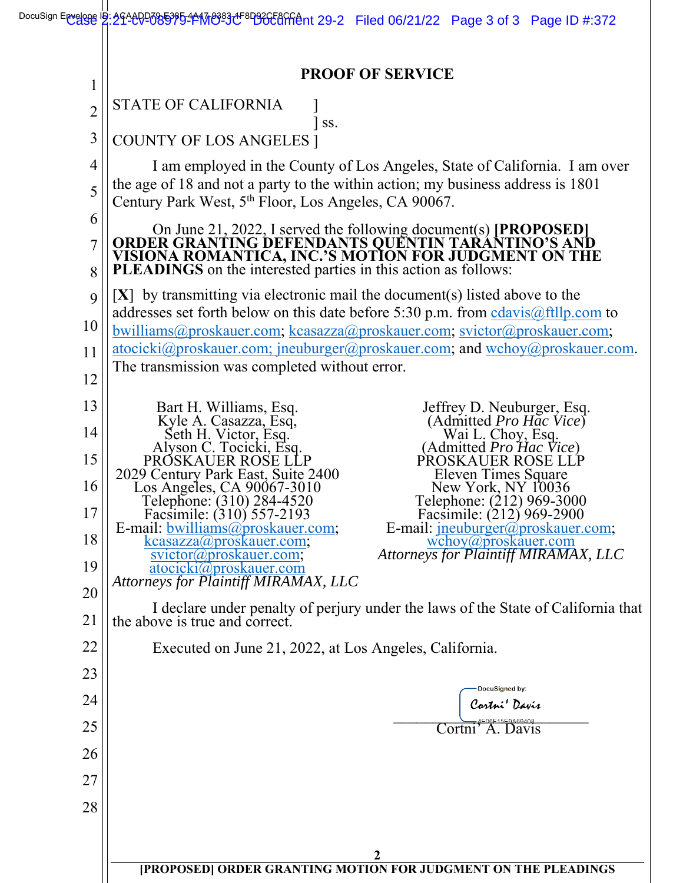# PROOF OF SERVICE

STATE OF CALIFORNIA ]
] ss.
COUNTY OF LOS ANGELES ]

I am employed in the County of Los Angeles, State of California. I am over the age of 18 and not a party to the within action; my business address is 1801 Century Park West, 5th Floor, Los Angeles, CA 90067.

On June 21, 2022, I served the following document(s) **[PROPOSED] ORDER GRANTING DEFENDANTS QUENTIN TARANTINO'S AND VISIONA ROMANTICA, INC.'S MOTION FOR JUDGMENT ON THE PLEADINGS** on the interested parties in this action as follows:

[**X**] by transmitting via electronic mail the document(s) listed above to the addresses set forth below on this date before 5:30 p.m. from cdavis@ftllp.com to bwilliams@proskauer.com; kcasazza@proskauer.com; svictor@proskauer.com; atocicki@proskauer.com; jneuburger@proskauer.com; and wchoy@proskauer.com. The transmission was completed without error.

Bart H. Williams, Esq.
Kyle A. Casazza, Esq,
Seth H. Victor, Esq.
Alyson C. Tocicki, Esq.
PROSKAUER ROSE LLP
2029 Century Park East, Suite 2400
Los Angeles, CA 90067-3010
Telephone: (310) 284-4520
Facsimile: (310) 557-2193
E-mail: bwilliams@proskauer.com; kcasazza@proskauer.com; svictor@proskauer.com; atocicki@proskauer.com
*Attorneys for Plaintiff MIRAMAX, LLC*

Jeffrey D. Neuburger, Esq.
(Admitted *Pro Hac Vice*)
Wai L. Choy, Esq.
(Admitted *Pro Hac Vice*)
PROSKAUER ROSE LLP
Eleven Times Square
New York, NY 10036
Telephone: (212) 969-3000
Facsimile: (212) 969-2900
E-mail: jneuburger@proskauer.com; wchoy@proskauer.com
*Attorneys for Plaintiff MIRAMAX, LLC*

I declare under penalty of perjury under the laws of the State of California that the above is true and correct.

Executed on June 21, 2022, at Los Angeles, California.

DocuSigned by:
Cortni' Davis
4E06E15E9A69408...

Cortni' A. Davis